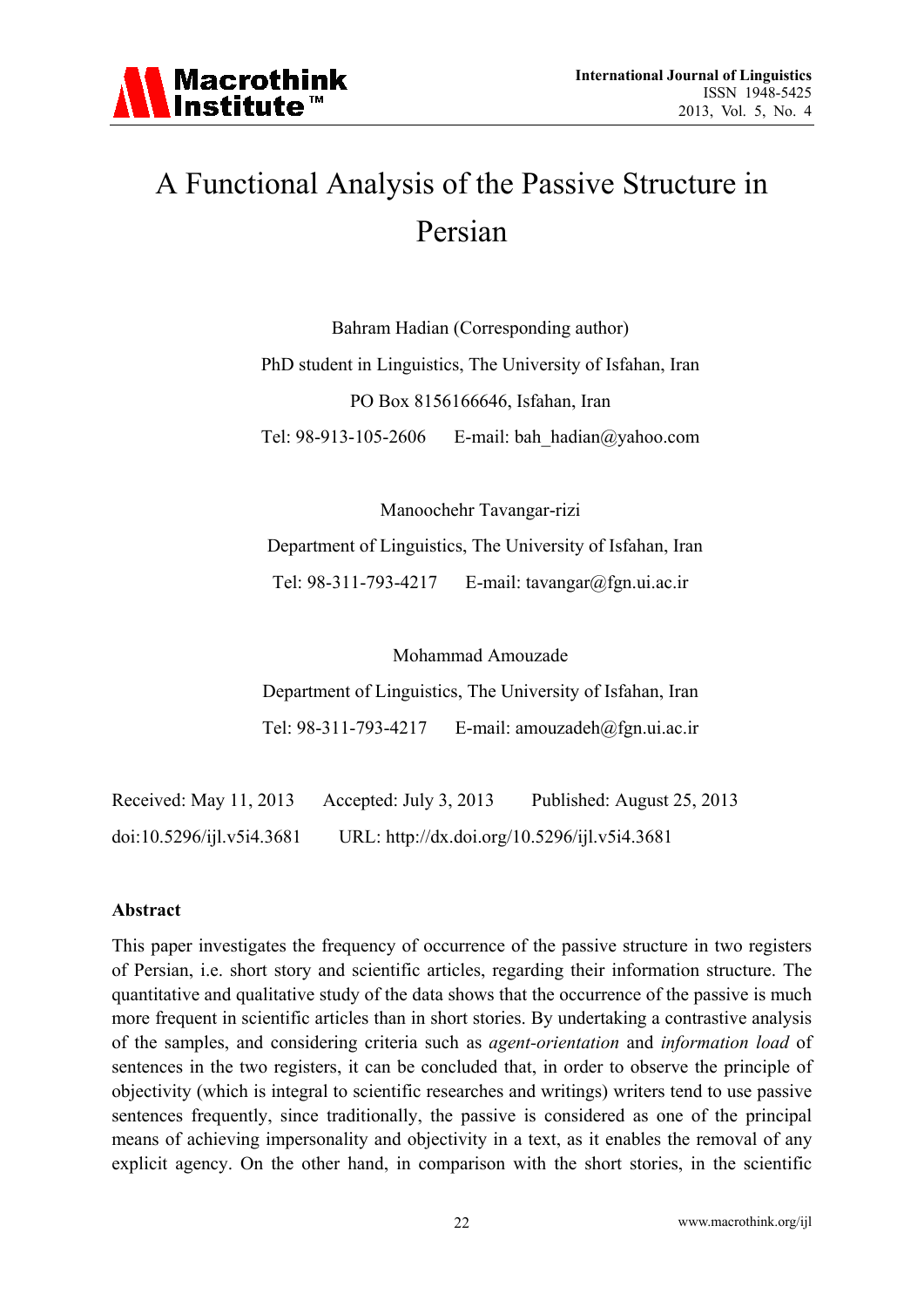# A Functional Analysis of the Passive Structure in Persian

Bahram Hadian (Corresponding author)

PhD student in Linguistics, The University of Isfahan, Iran

PO Box 8156166646, Isfahan, Iran

Tel: 98-913-105-2606 E-mail: bah_hadian@yahoo.com

Manoochehr Tavangar-rizi

Department of Linguistics, The University of Isfahan, Iran

Tel: 98-311-793-4217 E-mail: tavangar@fgn.ui.ac.ir

Mohammad Amouzade

Department of Linguistics, The University of Isfahan, Iran

Tel: 98-311-793-4217 E-mail: amouzadeh@fgn.ui.ac.ir

Received: May 11, 2013 Accepted: July 3, 2013 Published: August 25, 2013

doi:10.5296/ijl.v5i4.3681 URL: http://dx.doi.org/10.5296/ijl.v5i4.3681

**Abstract**

This paper investigates the frequency of occurrence of the passive structure in two registers of Persian, i.e. short story and scientific articles, regarding their information structure. The quantitative and qualitative study of the data shows that the occurrence of the passive is much more frequent in scientific articles than in short stories. By undertaking a contrastive analysis of the samples, and considering criteria such as *agent-orientation* and *information load* of sentences in the two registers, it can be concluded that, in order to observe the principle of objectivity (which is integral to scientific researches and writings) writers tend to use passive sentences frequently, since traditionally, the passive is considered as one of the principal means of achieving impersonality and objectivity in a text, as it enables the removal of any explicit agency. On the other hand, in comparison with the short stories, in the scientific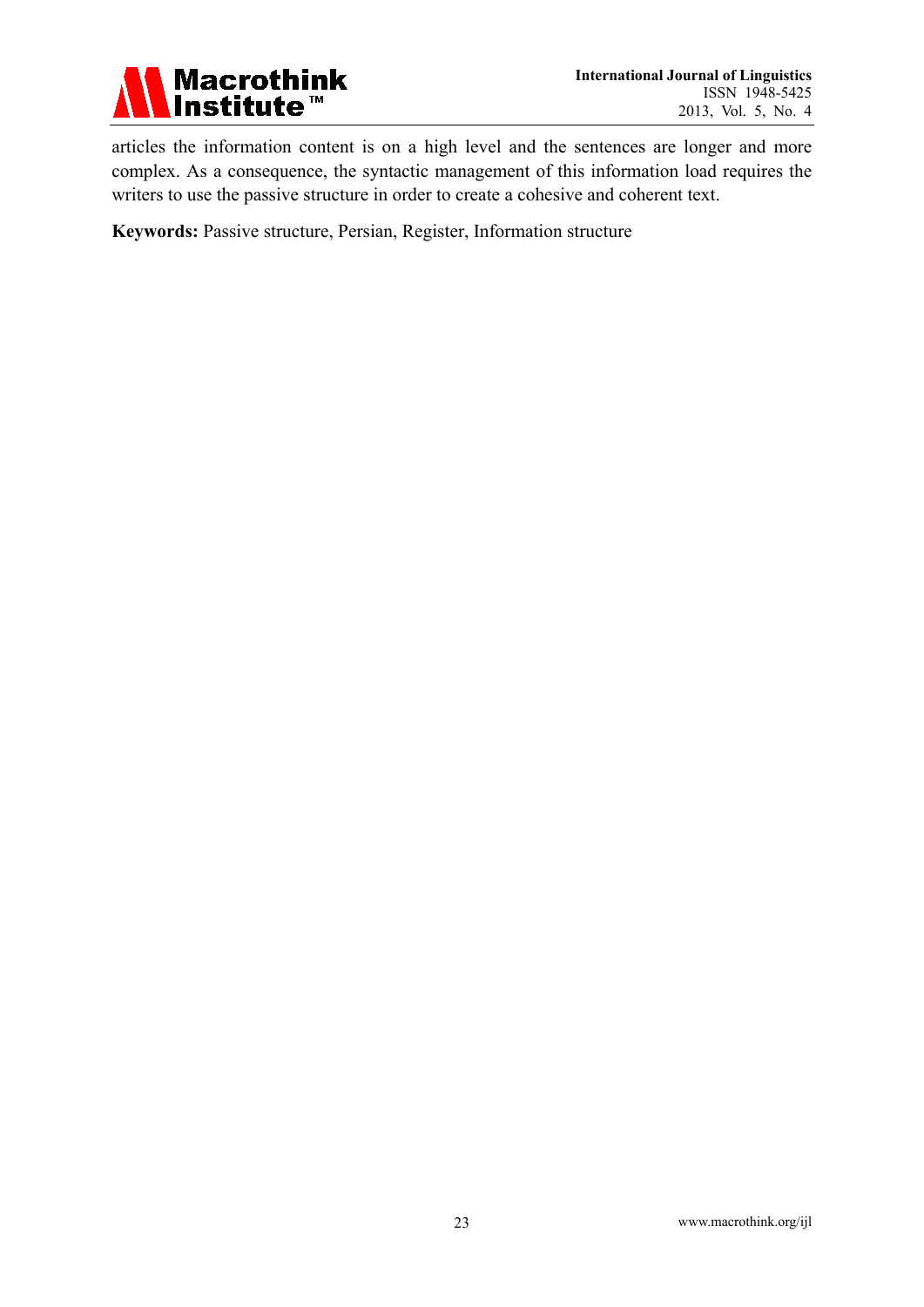articles the information content is on a high level and the sentences are longer and more complex. As a consequence, the syntactic management of this information load requires the writers to use the passive structure in order to create a cohesive and coherent text.

**Keywords:** Passive structure, Persian, Register, Information structure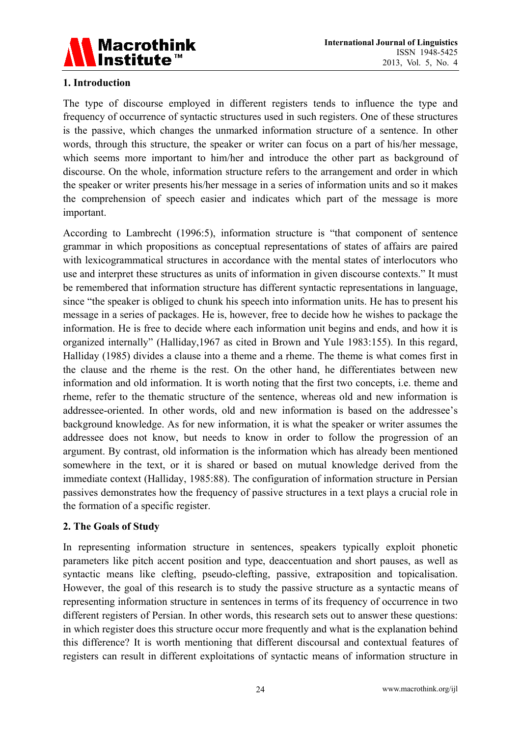## 1. Introduction

The type of discourse employed in different registers tends to influence the type and frequency of occurrence of syntactic structures used in such registers. One of these structures is the passive, which changes the unmarked information structure of a sentence. In other words, through this structure, the speaker or writer can focus on a part of his/her message, which seems more important to him/her and introduce the other part as background of discourse. On the whole, information structure refers to the arrangement and order in which the speaker or writer presents his/her message in a series of information units and so it makes the comprehension of speech easier and indicates which part of the message is more important.

According to Lambrecht (1996:5), information structure is "that component of sentence grammar in which propositions as conceptual representations of states of affairs are paired with lexicogrammatical structures in accordance with the mental states of interlocutors who use and interpret these structures as units of information in given discourse contexts." It must be remembered that information structure has different syntactic representations in language, since "the speaker is obliged to chunk his speech into information units. He has to present his message in a series of packages. He is, however, free to decide how he wishes to package the information. He is free to decide where each information unit begins and ends, and how it is organized internally" (Halliday,1967 as cited in Brown and Yule 1983:155). In this regard, Halliday (1985) divides a clause into a theme and a rheme. The theme is what comes first in the clause and the rheme is the rest. On the other hand, he differentiates between new information and old information. It is worth noting that the first two concepts, i.e. theme and rheme, refer to the thematic structure of the sentence, whereas old and new information is addressee-oriented. In other words, old and new information is based on the addressee's background knowledge. As for new information, it is what the speaker or writer assumes the addressee does not know, but needs to know in order to follow the progression of an argument. By contrast, old information is the information which has already been mentioned somewhere in the text, or it is shared or based on mutual knowledge derived from the immediate context (Halliday, 1985:88). The configuration of information structure in Persian passives demonstrates how the frequency of passive structures in a text plays a crucial role in the formation of a specific register.

## 2. The Goals of Study

In representing information structure in sentences, speakers typically exploit phonetic parameters like pitch accent position and type, deaccentuation and short pauses, as well as syntactic means like clefting, pseudo-clefting, passive, extraposition and topicalisation. However, the goal of this research is to study the passive structure as a syntactic means of representing information structure in sentences in terms of its frequency of occurrence in two different registers of Persian. In other words, this research sets out to answer these questions: in which register does this structure occur more frequently and what is the explanation behind this difference? It is worth mentioning that different discoursal and contextual features of registers can result in different exploitations of syntactic means of information structure in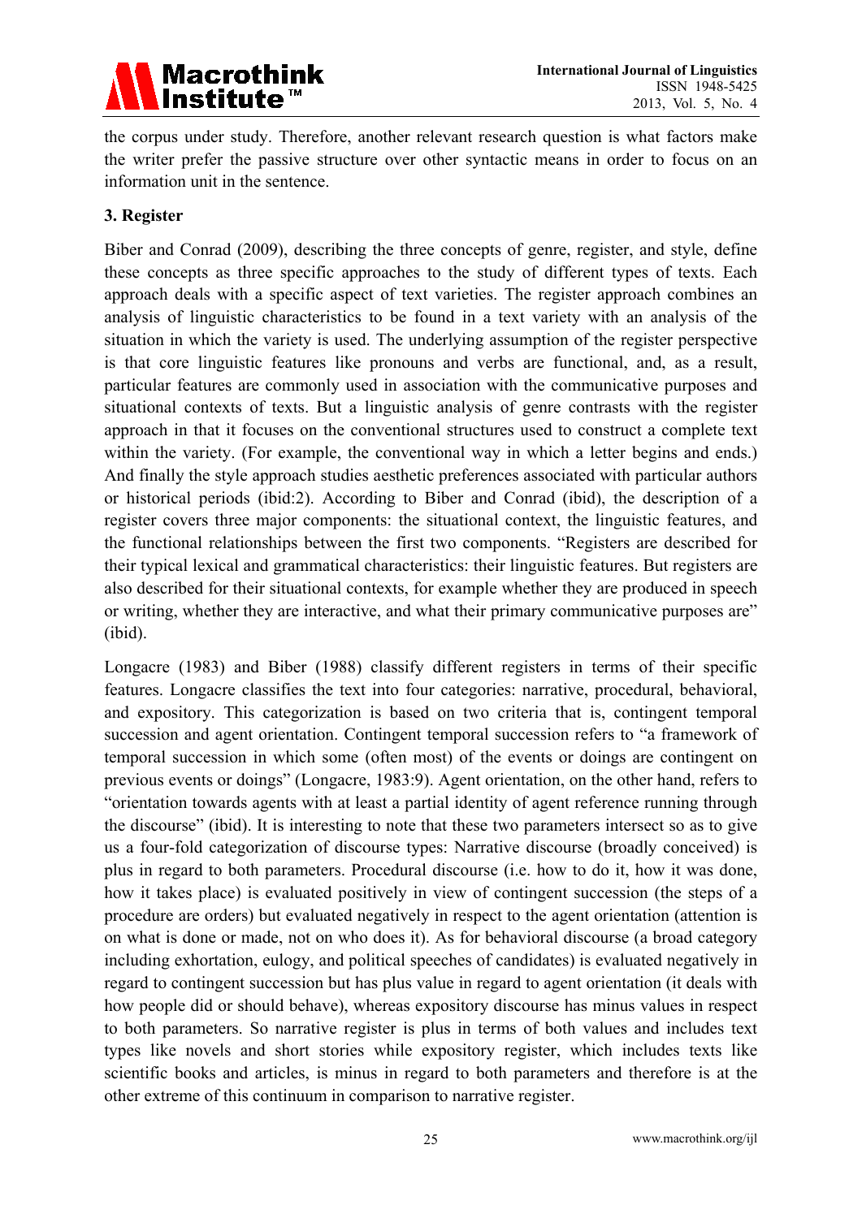the corpus under study. Therefore, another relevant research question is what factors make the writer prefer the passive structure over other syntactic means in order to focus on an information unit in the sentence.

## 3. Register

Biber and Conrad (2009), describing the three concepts of genre, register, and style, define these concepts as three specific approaches to the study of different types of texts. Each approach deals with a specific aspect of text varieties. The register approach combines an analysis of linguistic characteristics to be found in a text variety with an analysis of the situation in which the variety is used. The underlying assumption of the register perspective is that core linguistic features like pronouns and verbs are functional, and, as a result, particular features are commonly used in association with the communicative purposes and situational contexts of texts. But a linguistic analysis of genre contrasts with the register approach in that it focuses on the conventional structures used to construct a complete text within the variety. (For example, the conventional way in which a letter begins and ends.) And finally the style approach studies aesthetic preferences associated with particular authors or historical periods (ibid:2). According to Biber and Conrad (ibid), the description of a register covers three major components: the situational context, the linguistic features, and the functional relationships between the first two components. "Registers are described for their typical lexical and grammatical characteristics: their linguistic features. But registers are also described for their situational contexts, for example whether they are produced in speech or writing, whether they are interactive, and what their primary communicative purposes are" (ibid).

Longacre (1983) and Biber (1988) classify different registers in terms of their specific features. Longacre classifies the text into four categories: narrative, procedural, behavioral, and expository. This categorization is based on two criteria that is, contingent temporal succession and agent orientation. Contingent temporal succession refers to "a framework of temporal succession in which some (often most) of the events or doings are contingent on previous events or doings" (Longacre, 1983:9). Agent orientation, on the other hand, refers to "orientation towards agents with at least a partial identity of agent reference running through the discourse" (ibid). It is interesting to note that these two parameters intersect so as to give us a four-fold categorization of discourse types: Narrative discourse (broadly conceived) is plus in regard to both parameters. Procedural discourse (i.e. how to do it, how it was done, how it takes place) is evaluated positively in view of contingent succession (the steps of a procedure are orders) but evaluated negatively in respect to the agent orientation (attention is on what is done or made, not on who does it). As for behavioral discourse (a broad category including exhortation, eulogy, and political speeches of candidates) is evaluated negatively in regard to contingent succession but has plus value in regard to agent orientation (it deals with how people did or should behave), whereas expository discourse has minus values in respect to both parameters. So narrative register is plus in terms of both values and includes text types like novels and short stories while expository register, which includes texts like scientific books and articles, is minus in regard to both parameters and therefore is at the other extreme of this continuum in comparison to narrative register.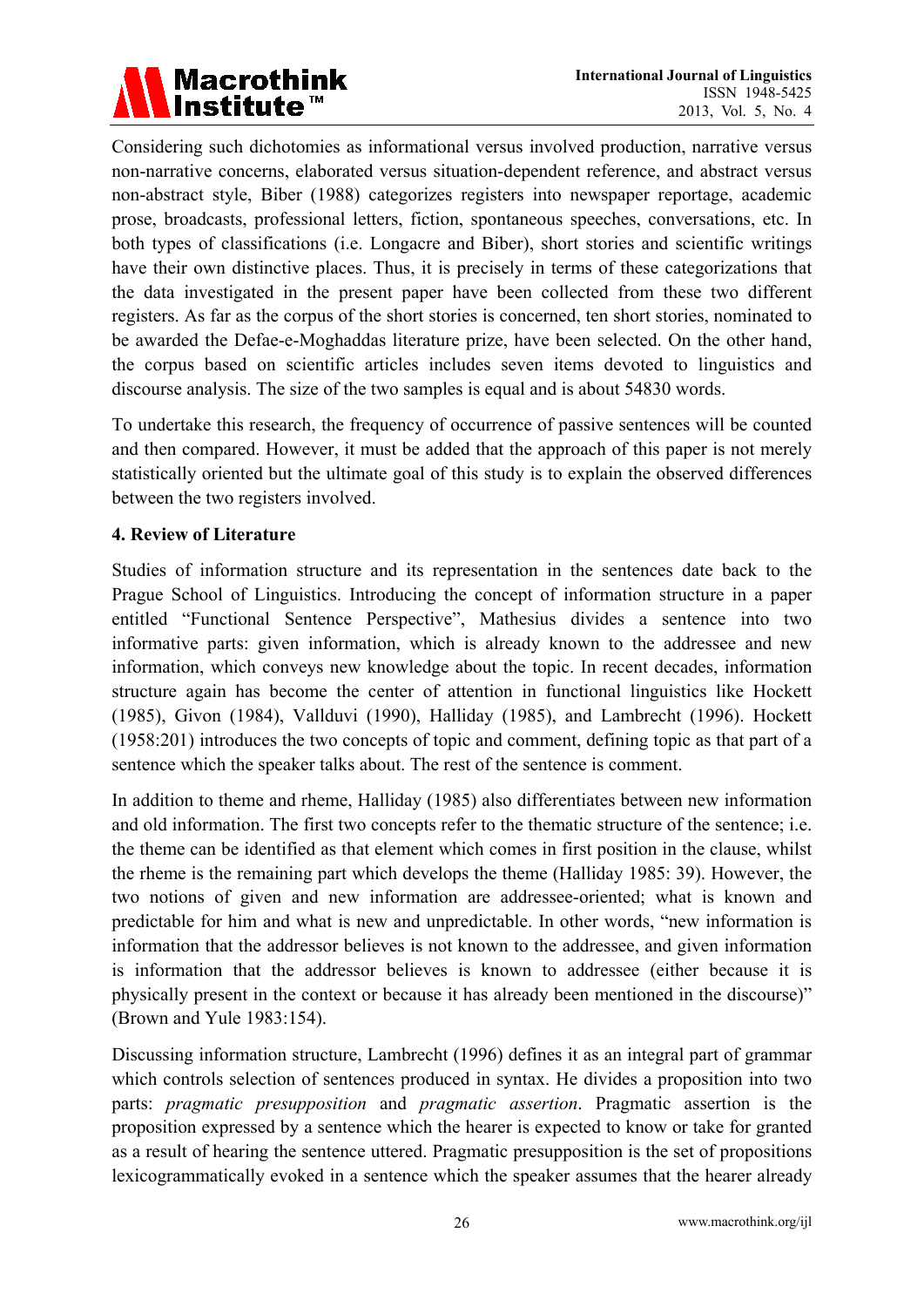Considering such dichotomies as informational versus involved production, narrative versus non-narrative concerns, elaborated versus situation-dependent reference, and abstract versus non-abstract style, Biber (1988) categorizes registers into newspaper reportage, academic prose, broadcasts, professional letters, fiction, spontaneous speeches, conversations, etc. In both types of classifications (i.e. Longacre and Biber), short stories and scientific writings have their own distinctive places. Thus, it is precisely in terms of these categorizations that the data investigated in the present paper have been collected from these two different registers. As far as the corpus of the short stories is concerned, ten short stories, nominated to be awarded the Defae-e-Moghaddas literature prize, have been selected. On the other hand, the corpus based on scientific articles includes seven items devoted to linguistics and discourse analysis. The size of the two samples is equal and is about 54830 words.

To undertake this research, the frequency of occurrence of passive sentences will be counted and then compared. However, it must be added that the approach of this paper is not merely statistically oriented but the ultimate goal of this study is to explain the observed differences between the two registers involved.

## 4. Review of Literature

Studies of information structure and its representation in the sentences date back to the Prague School of Linguistics. Introducing the concept of information structure in a paper entitled "Functional Sentence Perspective", Mathesius divides a sentence into two informative parts: given information, which is already known to the addressee and new information, which conveys new knowledge about the topic. In recent decades, information structure again has become the center of attention in functional linguistics like Hockett (1985), Givon (1984), Vallduvi (1990), Halliday (1985), and Lambrecht (1996). Hockett (1958:201) introduces the two concepts of topic and comment, defining topic as that part of a sentence which the speaker talks about. The rest of the sentence is comment.

In addition to theme and rheme, Halliday (1985) also differentiates between new information and old information. The first two concepts refer to the thematic structure of the sentence; i.e. the theme can be identified as that element which comes in first position in the clause, whilst the rheme is the remaining part which develops the theme (Halliday 1985: 39). However, the two notions of given and new information are addressee-oriented; what is known and predictable for him and what is new and unpredictable. In other words, "new information is information that the addressor believes is not known to the addressee, and given information is information that the addressor believes is known to addressee (either because it is physically present in the context or because it has already been mentioned in the discourse)" (Brown and Yule 1983:154).

Discussing information structure, Lambrecht (1996) defines it as an integral part of grammar which controls selection of sentences produced in syntax. He divides a proposition into two parts: *pragmatic presupposition* and *pragmatic assertion*. Pragmatic assertion is the proposition expressed by a sentence which the hearer is expected to know or take for granted as a result of hearing the sentence uttered. Pragmatic presupposition is the set of propositions lexicogrammatically evoked in a sentence which the speaker assumes that the hearer already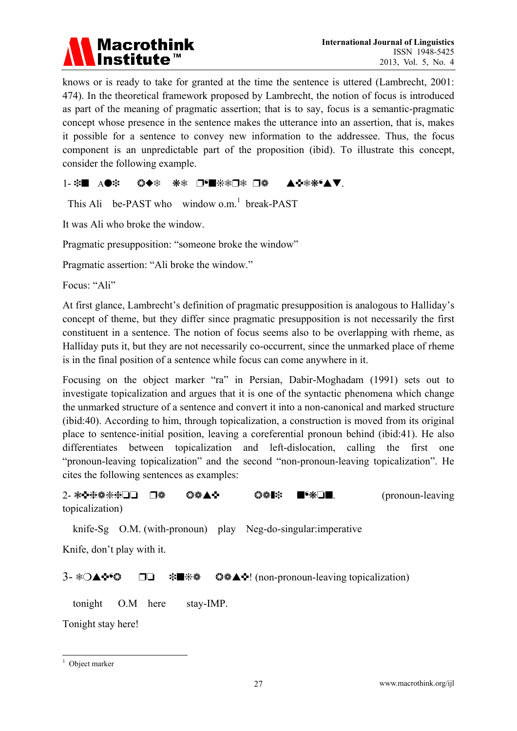knows or is ready to take for granted at the time the sentence is uttered (Lambrecht, 2001: 474). In the theoretical framework proposed by Lambrecht, the notion of focus is introduced as part of the meaning of pragmatic assertion; that is to say, focus is a semantic-pragmatic concept whose presence in the sentence makes the utterance into an assertion, that is, makes it possible for a sentence to convey new information to the addressee. Thus, the focus component is an unpredictable part of the proposition (ibid). To illustrate this concept, consider the following example.

1- ❇■ A●❇ ❂◆❇ ❇❇ ❒•■❇❇❒❇ ❒❁ ▲✣❇❇•▲▼.

This Ali be-PAST who window o.m.[1] break-PAST

It was Ali who broke the window.

Pragmatic presupposition: "someone broke the window"

Pragmatic assertion: "Ali broke the window."

Focus: "Ali"

At first glance, Lambrecht's definition of pragmatic presupposition is analogous to Halliday's concept of theme, but they differ since pragmatic presupposition is not necessarily the first constituent in a sentence. The notion of focus seems also to be overlapping with rheme, as Halliday puts it, but they are not necessarily co-occurrent, since the unmarked place of rheme is in the final position of a sentence while focus can come anywhere in it.

Focusing on the object marker "ra" in Persian, Dabir-Moghadam (1991) sets out to investigate topicalization and argues that it is one of the syntactic phenomena which change the unmarked structure of a sentence and convert it into a non-canonical and marked structure (ibid:40). According to him, through topicalization, a construction is moved from its original place to sentence-initial position, leaving a coreferential pronoun behind (ibid:41). He also differentiates between topicalization and left-dislocation, calling the first one "pronoun-leaving topicalization" and the second "non-pronoun-leaving topicalization". He cites the following sentences as examples:

2- ❃✣❇❁❇❇❒❑ ❒❁ ❂❁▲✣ ❂❁■❇ ■•❇❒■. (pronoun-leaving topicalization)

knife-Sg O.M. (with-pronoun) play Neg-do-singular:imperative

Knife, don't play with it.

3- ❇❍▲✣•❂ ❒❑ ❇■❇❁ ❂❁▲✣! (non-pronoun-leaving topicalization)

tonight O.M here stay-IMP.

Tonight stay here!

[1] Object marker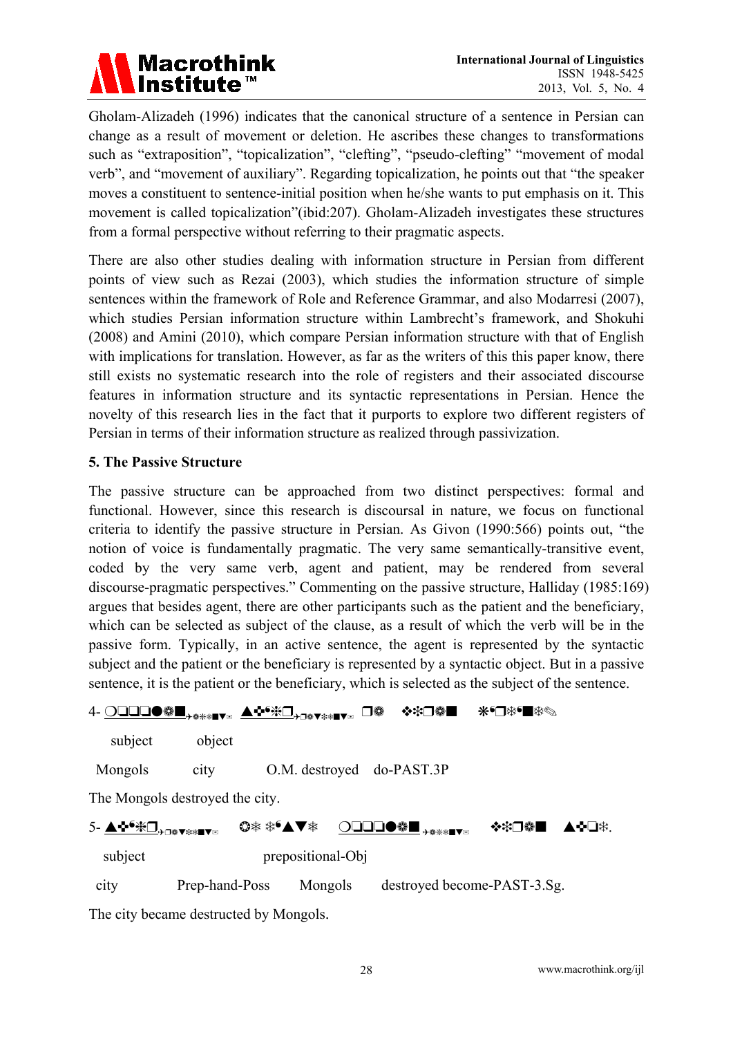Gholam-Alizadeh (1996) indicates that the canonical structure of a sentence in Persian can change as a result of movement or deletion. He ascribes these changes to transformations such as "extraposition", "topicalization", "clefting", "pseudo-clefting" "movement of modal verb", and "movement of auxiliary". Regarding topicalization, he points out that "the speaker moves a constituent to sentence-initial position when he/she wants to put emphasis on it. This movement is called topicalization"(ibid:207). Gholam-Alizadeh investigates these structures from a formal perspective without referring to their pragmatic aspects.

There are also other studies dealing with information structure in Persian from different points of view such as Rezai (2003), which studies the information structure of simple sentences within the framework of Role and Reference Grammar, and also Modarresi (2007), which studies Persian information structure within Lambrecht's framework, and Shokuhi (2008) and Amini (2010), which compare Persian information structure with that of English with implications for translation. However, as far as the writers of this this paper know, there still exists no systematic research into the role of registers and their associated discourse features in information structure and its syntactic representations in Persian. Hence the novelty of this research lies in the fact that it purports to explore two different registers of Persian in terms of their information structure as realized through passivization.

## 5. The Passive Structure

The passive structure can be approached from two distinct perspectives: formal and functional. However, since this research is discoursal in nature, we focus on functional criteria to identify the passive structure in Persian. As Givon (1990:566) points out, "the notion of voice is fundamentally pragmatic. The very same semantically-transitive event, coded by the very same verb, agent and patient, may be rendered from several discourse-pragmatic perspectives." Commenting on the passive structure, Halliday (1985:169) argues that besides agent, there are other participants such as the patient and the beneficiary, which can be selected as subject of the clause, as a result of which the verb will be in the passive form. Typically, in an active sentence, the agent is represented by the syntactic subject and the patient or the beneficiary is represented by a syntactic object. But in a passive sentence, it is the patient or the beneficiary, which is selected as the subject of the sentence.

4- ❍❑❑❑●❁■ ▲❖✣❄❒ ❒❁ ❖❄❒❁■ ❋✣❒❄✣■❄✎

subject object

Mongols city O.M. destroyed do-PAST.3P

The Mongols destroyed the city.

5- ▲❖✣❄❒ ❂❄ ❄✣▲▼❄ ❍❑❑❑●❁■ ❖❄❒❁■ ▲❖❑❄.

subject prepositional-Obj

city Prep-hand-Poss Mongols destroyed become-PAST-3.Sg.

The city became destructed by Mongols.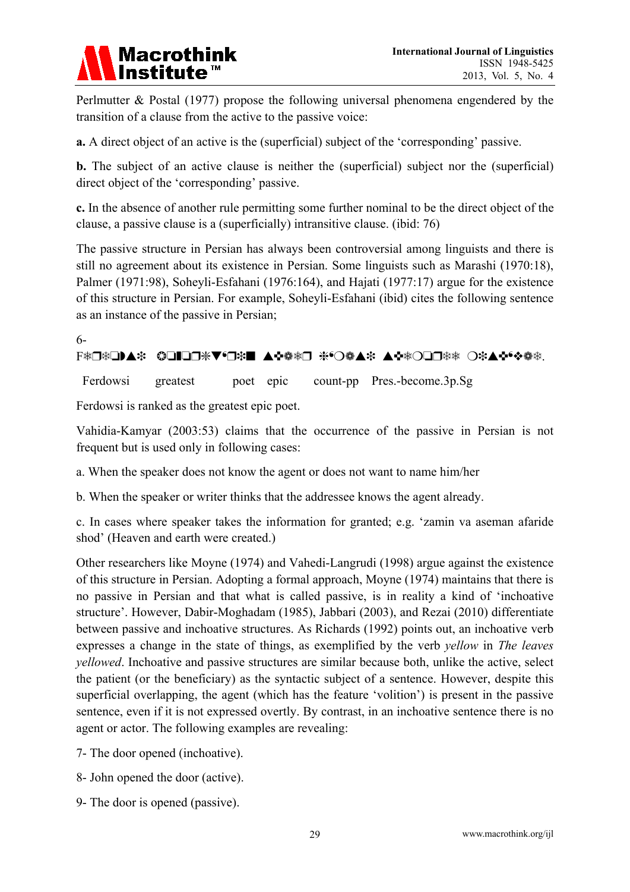Perlmutter & Postal (1977) propose the following universal phenomena engendered by the transition of a clause from the active to the passive voice:

**a.** A direct object of an active is the (superficial) subject of the 'corresponding' passive.

**b.** The subject of an active clause is neither the (superficial) subject nor the (superficial) direct object of the 'corresponding' passive.

**c.** In the absence of another rule permitting some further nominal to be the direct object of the clause, a passive clause is a (superficially) intransitive clause. (ibid: 76)

The passive structure in Persian has always been controversial among linguists and there is still no agreement about its existence in Persian. Some linguists such as Marashi (1970:18), Palmer (1971:98), Soheyli-Esfahani (1976:164), and Hajati (1977:17) argue for the existence of this structure in Persian. For example, Soheyli-Esfahani (ibid) cites the following sentence as an instance of the passive in Persian;

6-

F❄❒❄❏◗▲❇ ❂❏❚❏❒❄▼❛❒❄■ ▲✤❁❄❒ ❄❛❍❁▲❇ ▲✤❄❍❏❒❄❄ ❍❄▲✤❛✥❁❄.

Ferdowsi greatest poet epic count-pp Pres.-become.3p.Sg

Ferdowsi is ranked as the greatest epic poet.

Vahidia-Kamyar (2003:53) claims that the occurrence of the passive in Persian is not frequent but is used only in following cases:

a. When the speaker does not know the agent or does not want to name him/her

b. When the speaker or writer thinks that the addressee knows the agent already.

c. In cases where speaker takes the information for granted; e.g. 'zamin va aseman afaride shod' (Heaven and earth were created.)

Other researchers like Moyne (1974) and Vahedi-Langrudi (1998) argue against the existence of this structure in Persian. Adopting a formal approach, Moyne (1974) maintains that there is no passive in Persian and that what is called passive, is in reality a kind of 'inchoative structure'. However, Dabir-Moghadam (1985), Jabbari (2003), and Rezai (2010) differentiate between passive and inchoative structures. As Richards (1992) points out, an inchoative verb expresses a change in the state of things, as exemplified by the verb *yellow* in *The leaves yellowed*. Inchoative and passive structures are similar because both, unlike the active, select the patient (or the beneficiary) as the syntactic subject of a sentence. However, despite this superficial overlapping, the agent (which has the feature 'volition') is present in the passive sentence, even if it is not expressed overtly. By contrast, in an inchoative sentence there is no agent or actor. The following examples are revealing:

7- The door opened (inchoative).

8- John opened the door (active).

9- The door is opened (passive).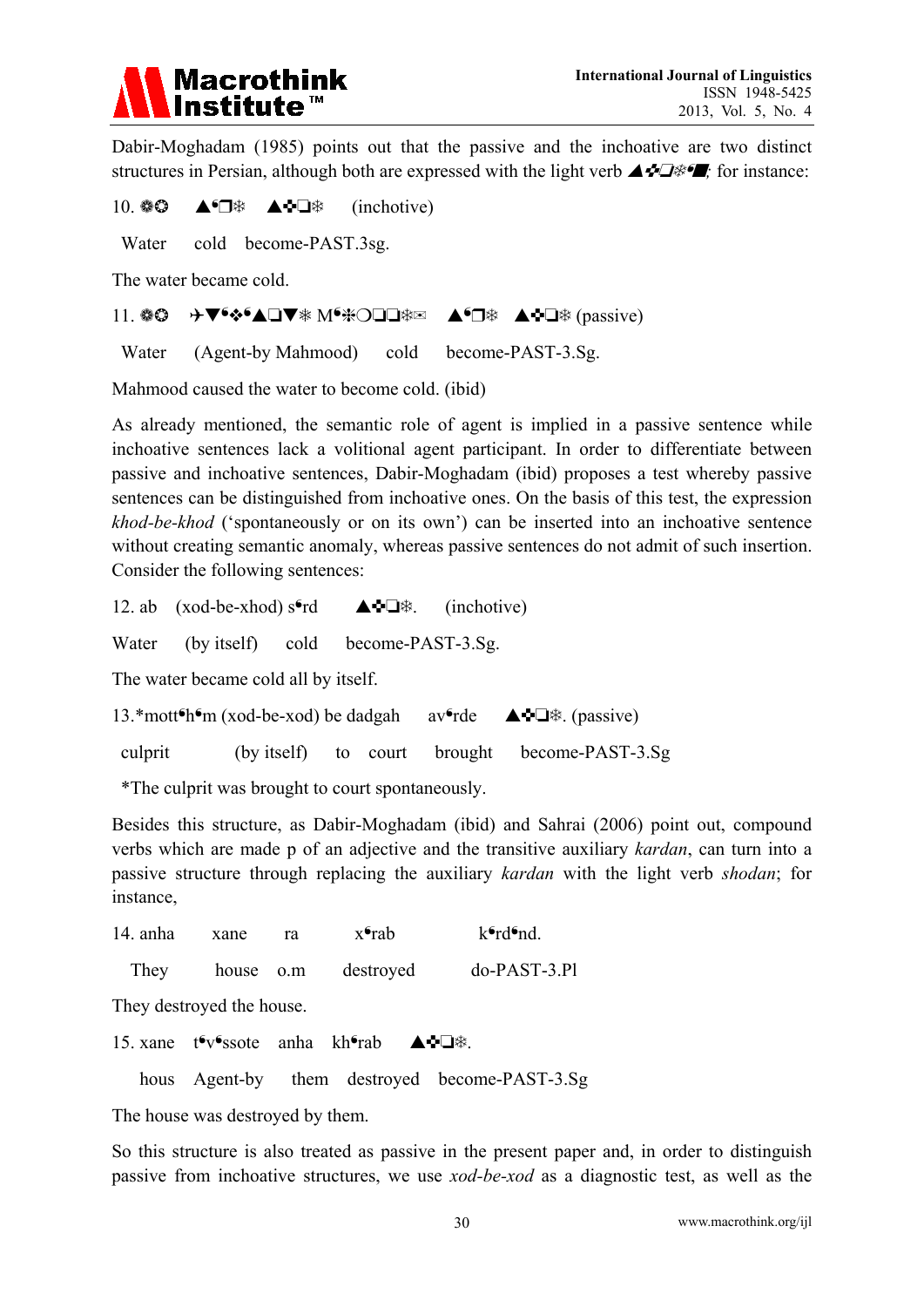Dabir-Moghadam (1985) points out that the passive and the inchoative are two distinct structures in Persian, although both are expressed with the light verb ▲✜❑❄■; for instance:

10. ❁✪ ▲•❒❄ ▲✜❑❄ (inchotive)

Water cold become-PAST.3sg.

The water became cold.

11. ❁✪ ✈▼•❖•▲❑▼❄ M•✼❍❑❑❄✉ ▲•❒❄ ▲✜❑❄ (passive)

Water (Agent-by Mahmood) cold become-PAST-3.Sg.

Mahmood caused the water to become cold. (ibid)

As already mentioned, the semantic role of agent is implied in a passive sentence while inchoative sentences lack a volitional agent participant. In order to differentiate between passive and inchoative sentences, Dabir-Moghadam (ibid) proposes a test whereby passive sentences can be distinguished from inchoative ones. On the basis of this test, the expression *khod-be-khod* ('spontaneously or on its own') can be inserted into an inchoative sentence without creating semantic anomaly, whereas passive sentences do not admit of such insertion. Consider the following sentences:

12. ab (xod-be-xhod) s•rd ▲✜❑❄. (inchotive)

Water (by itself) cold become-PAST-3.Sg.

The water became cold all by itself.

13.*mott•h•m (xod-be-xod) be dadgah av•rde ▲✜❑❄. (passive)

culprit (by itself) to court brought become-PAST-3.Sg

*The culprit was brought to court spontaneously.

Besides this structure, as Dabir-Moghadam (ibid) and Sahrai (2006) point out, compound verbs which are made p of an adjective and the transitive auxiliary *kardan*, can turn into a passive structure through replacing the auxiliary *kardan* with the light verb *shodan*; for instance,

14. anha xane ra x•rab k•rd•nd.

They house o.m destroyed do-PAST-3.Pl

They destroyed the house.

15. xane t•v•ssote anha kh•rab ▲✜❑❄.

hous Agent-by them destroyed become-PAST-3.Sg

The house was destroyed by them.

So this structure is also treated as passive in the present paper and, in order to distinguish passive from inchoative structures, we use *xod-be-xod* as a diagnostic test, as well as the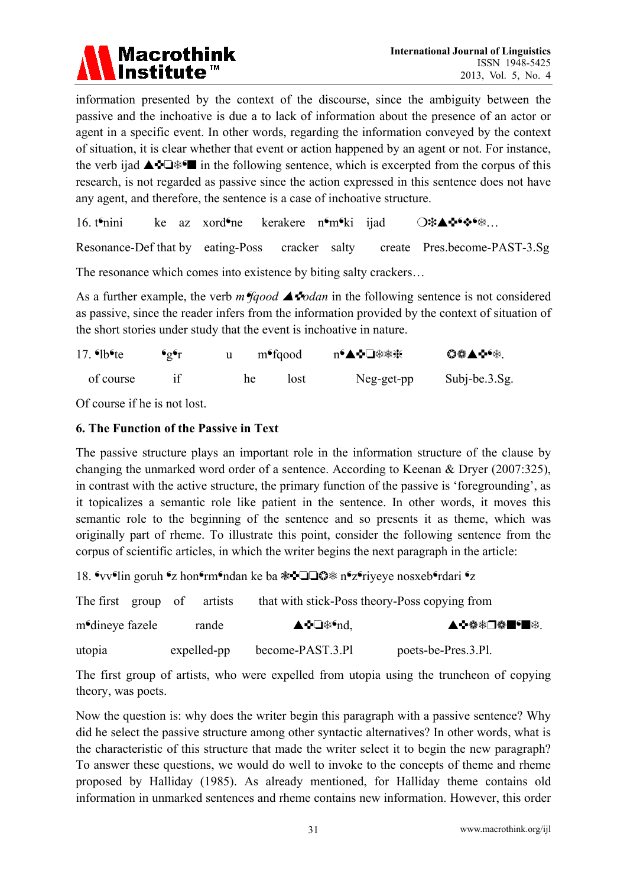information presented by the context of the discourse, since the ambiguity between the passive and the inchoative is due a to lack of information about the presence of an actor or agent in a specific event. In other words, regarding the information conveyed by the context of situation, it is clear whether that event or action happened by an agent or not. For instance, the verb ijad ▲✣❑❄•■ in the following sentence, which is excerpted from the corpus of this research, is not regarded as passive since the action expressed in this sentence does not have any agent, and therefore, the sentence is a case of inchoative structure.

16. t•nini ke az xord•ne kerakere n•m•ki ijad ❍❄▲✣•❖•❄…

Resonance-Def that by eating-Poss cracker salty create Pres.become-PAST-3.Sg

The resonance which comes into existence by biting salty crackers…

As a further example, the verb *m•fqood ▲✣odan* in the following sentence is not considered as passive, since the reader infers from the information provided by the context of situation of the short stories under study that the event is inchoative in nature.

17. •lb•te •g•r u m•fqood n•▲✣❑❄❄❄ ✪❁▲✣•❄.

of course if he lost Neg-get-pp Subj-be.3.Sg.

Of course if he is not lost.

### 6. The Function of the Passive in Text

The passive structure plays an important role in the information structure of the clause by changing the unmarked word order of a sentence. According to Keenan & Dryer (2007:325), in contrast with the active structure, the primary function of the passive is 'foregrounding', as it topicalizes a semantic role like patient in the sentence. In other words, it moves this semantic role to the beginning of the sentence and so presents it as theme, which was originally part of rheme. To illustrate this point, consider the following sentence from the corpus of scientific articles, in which the writer begins the next paragraph in the article:

18. •vv•lin goruh •z hon•rm•ndan ke ba ❄✣❑❑✪❄ n•z•riyeye nosxeb•rdari •z

The first group of artists that with stick-Poss theory-Poss copying from

m•dineye fazele rande ▲✣❑❄•nd, ▲✣❁❄❒❁■•■❄.

utopia expelled-pp become-PAST.3.Pl poets-be-Pres.3.Pl.

The first group of artists, who were expelled from utopia using the truncheon of copying theory, was poets.

Now the question is: why does the writer begin this paragraph with a passive sentence? Why did he select the passive structure among other syntactic alternatives? In other words, what is the characteristic of this structure that made the writer select it to begin the new paragraph? To answer these questions, we would do well to invoke to the concepts of theme and rheme proposed by Halliday (1985). As already mentioned, for Halliday theme contains old information in unmarked sentences and rheme contains new information. However, this order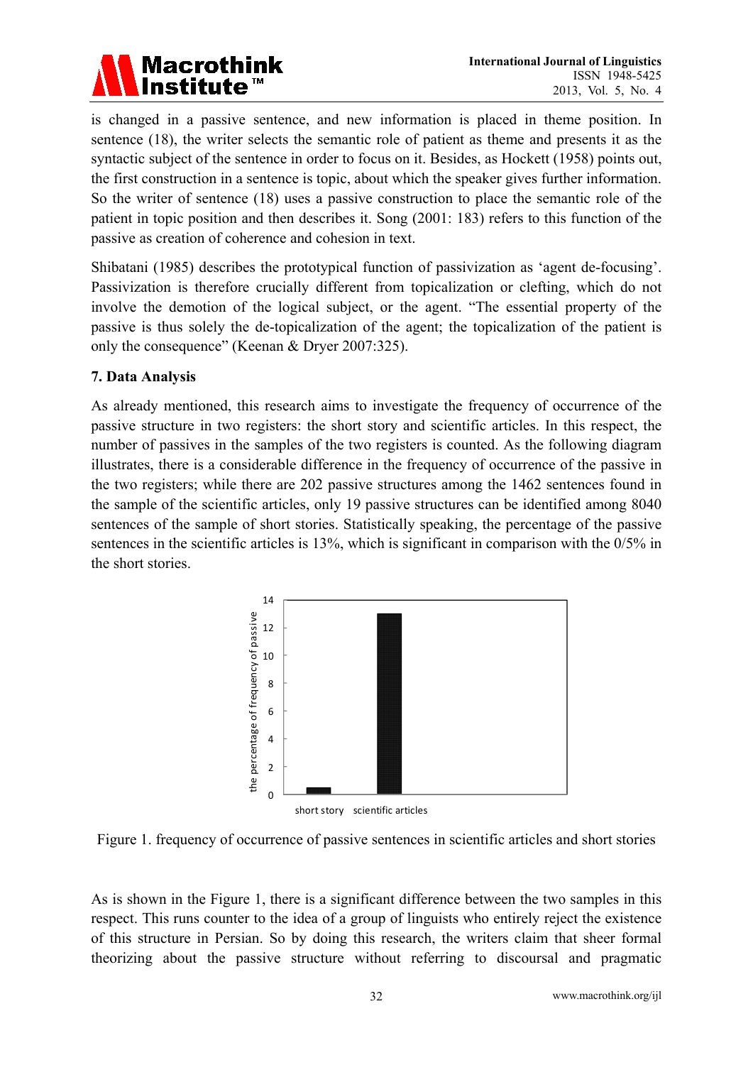is changed in a passive sentence, and new information is placed in theme position. In sentence (18), the writer selects the semantic role of patient as theme and presents it as the syntactic subject of the sentence in order to focus on it. Besides, as Hockett (1958) points out, the first construction in a sentence is topic, about which the speaker gives further information. So the writer of sentence (18) uses a passive construction to place the semantic role of the patient in topic position and then describes it. Song (2001: 183) refers to this function of the passive as creation of coherence and cohesion in text.

Shibatani (1985) describes the prototypical function of passivization as 'agent de-focusing'. Passivization is therefore crucially different from topicalization or clefting, which do not involve the demotion of the logical subject, or the agent. "The essential property of the passive is thus solely the de-topicalization of the agent; the topicalization of the patient is only the consequence" (Keenan & Dryer 2007:325).

### 7. Data Analysis

As already mentioned, this research aims to investigate the frequency of occurrence of the passive structure in two registers: the short story and scientific articles. In this respect, the number of passives in the samples of the two registers is counted. As the following diagram illustrates, there is a considerable difference in the frequency of occurrence of the passive in the two registers; while there are 202 passive structures among the 1462 sentences found in the sample of the scientific articles, only 19 passive structures can be identified among 8040 sentences of the sample of short stories. Statistically speaking, the percentage of the passive sentences in the scientific articles is 13%, which is significant in comparison with the 0/5% in the short stories.

Figure 1. frequency of occurrence of passive sentences in scientific articles and short stories

As is shown in the Figure 1, there is a significant difference between the two samples in this respect. This runs counter to the idea of a group of linguists who entirely reject the existence of this structure in Persian. So by doing this research, the writers claim that sheer formal theorizing about the passive structure without referring to discoursal and pragmatic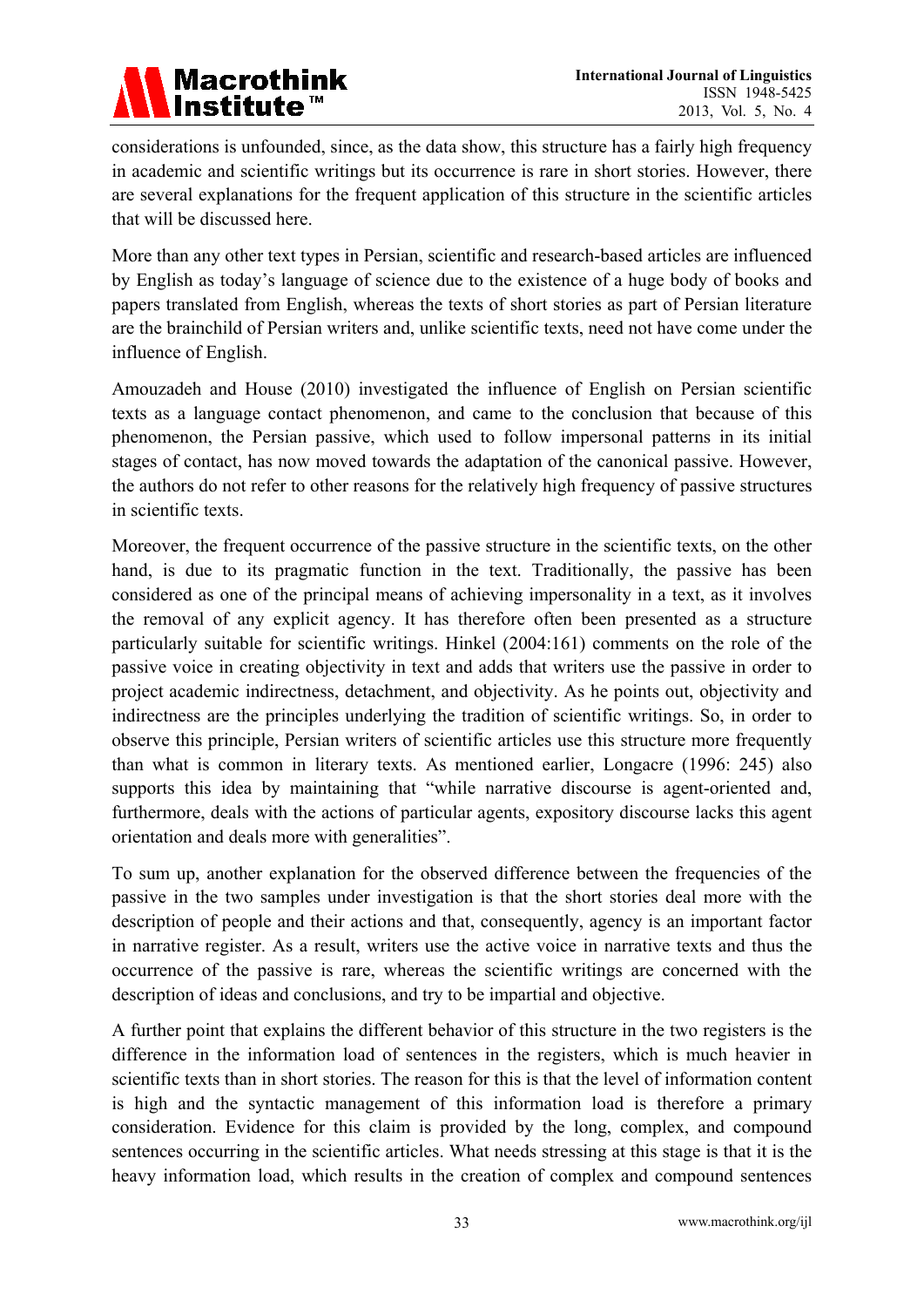considerations is unfounded, since, as the data show, this structure has a fairly high frequency in academic and scientific writings but its occurrence is rare in short stories. However, there are several explanations for the frequent application of this structure in the scientific articles that will be discussed here.

More than any other text types in Persian, scientific and research-based articles are influenced by English as today's language of science due to the existence of a huge body of books and papers translated from English, whereas the texts of short stories as part of Persian literature are the brainchild of Persian writers and, unlike scientific texts, need not have come under the influence of English.

Amouzadeh and House (2010) investigated the influence of English on Persian scientific texts as a language contact phenomenon, and came to the conclusion that because of this phenomenon, the Persian passive, which used to follow impersonal patterns in its initial stages of contact, has now moved towards the adaptation of the canonical passive. However, the authors do not refer to other reasons for the relatively high frequency of passive structures in scientific texts.

Moreover, the frequent occurrence of the passive structure in the scientific texts, on the other hand, is due to its pragmatic function in the text. Traditionally, the passive has been considered as one of the principal means of achieving impersonality in a text, as it involves the removal of any explicit agency. It has therefore often been presented as a structure particularly suitable for scientific writings. Hinkel (2004:161) comments on the role of the passive voice in creating objectivity in text and adds that writers use the passive in order to project academic indirectness, detachment, and objectivity. As he points out, objectivity and indirectness are the principles underlying the tradition of scientific writings. So, in order to observe this principle, Persian writers of scientific articles use this structure more frequently than what is common in literary texts. As mentioned earlier, Longacre (1996: 245) also supports this idea by maintaining that "while narrative discourse is agent-oriented and, furthermore, deals with the actions of particular agents, expository discourse lacks this agent orientation and deals more with generalities".

To sum up, another explanation for the observed difference between the frequencies of the passive in the two samples under investigation is that the short stories deal more with the description of people and their actions and that, consequently, agency is an important factor in narrative register. As a result, writers use the active voice in narrative texts and thus the occurrence of the passive is rare, whereas the scientific writings are concerned with the description of ideas and conclusions, and try to be impartial and objective.

A further point that explains the different behavior of this structure in the two registers is the difference in the information load of sentences in the registers, which is much heavier in scientific texts than in short stories. The reason for this is that the level of information content is high and the syntactic management of this information load is therefore a primary consideration. Evidence for this claim is provided by the long, complex, and compound sentences occurring in the scientific articles. What needs stressing at this stage is that it is the heavy information load, which results in the creation of complex and compound sentences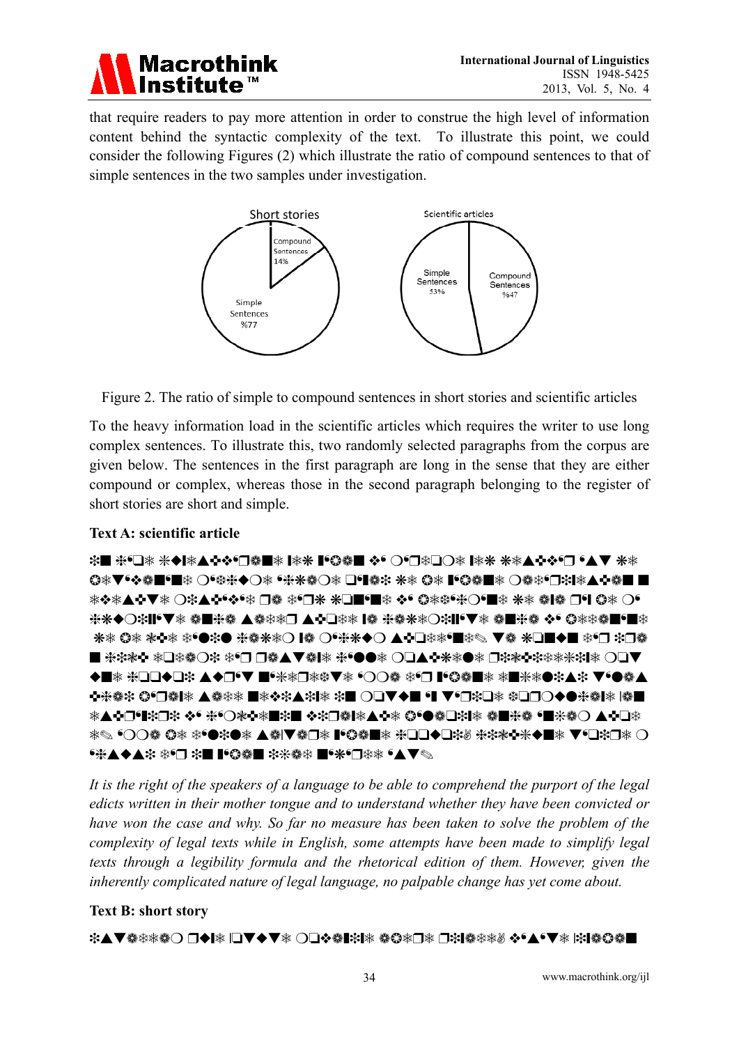that require readers to pay more attention in order to construe the high level of information content behind the syntactic complexity of the text. To illustrate this point, we could consider the following Figures (2) which illustrate the ratio of compound sentences to that of simple sentences in the two samples under investigation.

Figure 2. The ratio of simple to compound sentences in short stories and scientific articles

To the heavy information load in the scientific articles which requires the writer to use long complex sentences. To illustrate this, two randomly selected paragraphs from the corpus are given below. The sentences in the first paragraph are long in the sense that they are either compound or complex, whereas those in the second paragraph belonging to the register of short stories are short and simple.

**Text A: scientific article**

*It is the right of the speakers of a language to be able to comprehend the purport of the legal edicts written in their mother tongue and to understand whether they have been convicted or have won the case and why. So far no measure has been taken to solve the problem of the complexity of legal texts while in English, some attempts have been made to simplify legal texts through a legibility formula and the rhetorical edition of them. However, given the inherently complicated nature of legal language, no palpable change has yet come about.*

**Text B: short story**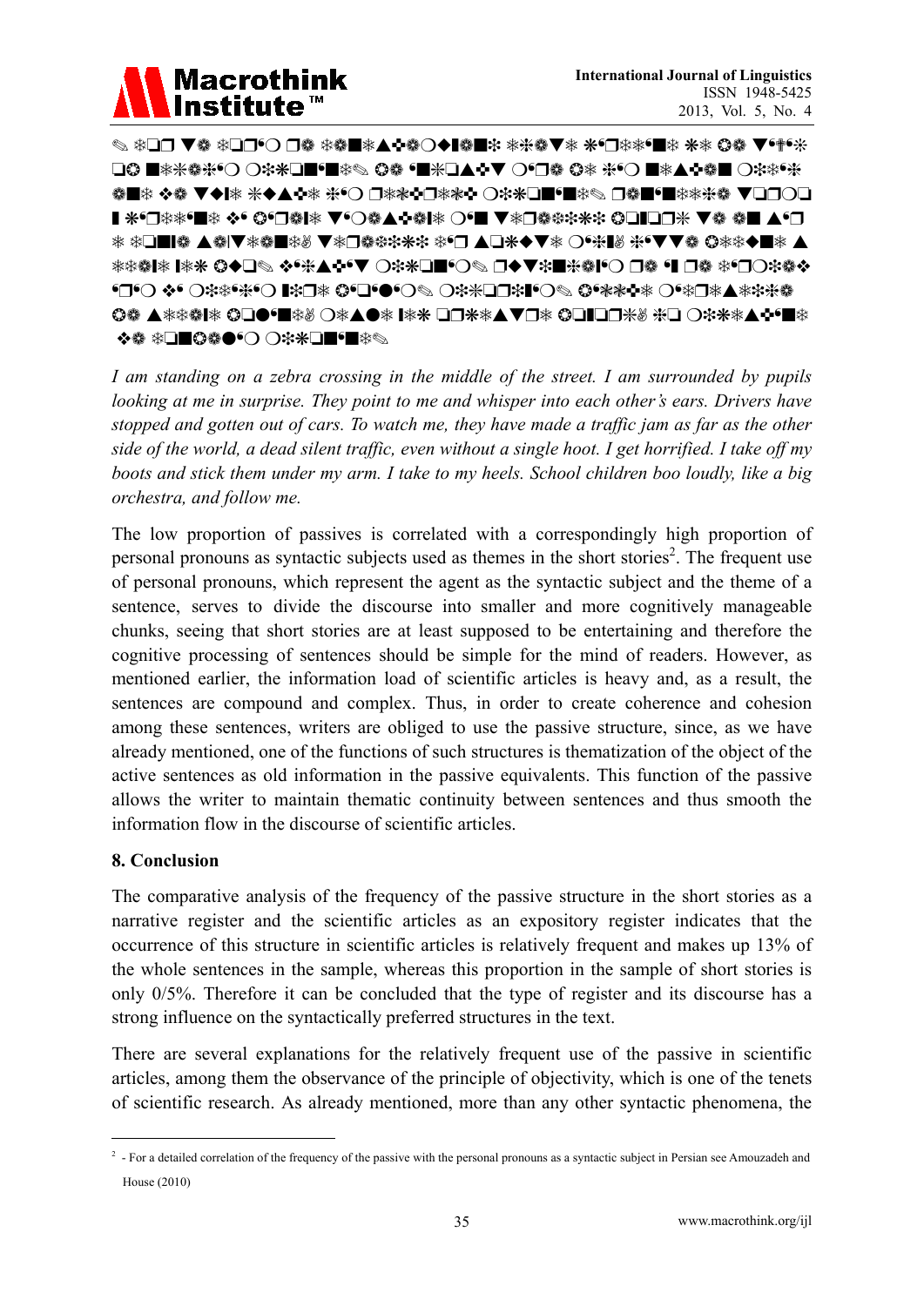*I am standing on a zebra crossing in the middle of the street. I am surrounded by pupils looking at me in surprise. They point to me and whisper into each other's ears. Drivers have stopped and gotten out of cars. To watch me, they have made a traffic jam as far as the other side of the world, a dead silent traffic, even without a single hoot. I get horrified. I take off my boots and stick them under my arm. I take to my heels. School children boo loudly, like a big orchestra, and follow me.*

The low proportion of passives is correlated with a correspondingly high proportion of personal pronouns as syntactic subjects used as themes in the short stories[2]. The frequent use of personal pronouns, which represent the agent as the syntactic subject and the theme of a sentence, serves to divide the discourse into smaller and more cognitively manageable chunks, seeing that short stories are at least supposed to be entertaining and therefore the cognitive processing of sentences should be simple for the mind of readers. However, as mentioned earlier, the information load of scientific articles is heavy and, as a result, the sentences are compound and complex. Thus, in order to create coherence and cohesion among these sentences, writers are obliged to use the passive structure, since, as we have already mentioned, one of the functions of such structures is thematization of the object of the active sentences as old information in the passive equivalents. This function of the passive allows the writer to maintain thematic continuity between sentences and thus smooth the information flow in the discourse of scientific articles.

## 8. Conclusion

The comparative analysis of the frequency of the passive structure in the short stories as a narrative register and the scientific articles as an expository register indicates that the occurrence of this structure in scientific articles is relatively frequent and makes up 13% of the whole sentences in the sample, whereas this proportion in the sample of short stories is only 0/5%. Therefore it can be concluded that the type of register and its discourse has a strong influence on the syntactically preferred structures in the text.

There are several explanations for the relatively frequent use of the passive in scientific articles, among them the observance of the principle of objectivity, which is one of the tenets of scientific research. As already mentioned, more than any other syntactic phenomena, the

---

[2] - For a detailed correlation of the frequency of the passive with the personal pronouns as a syntactic subject in Persian see Amouzadeh and House (2010)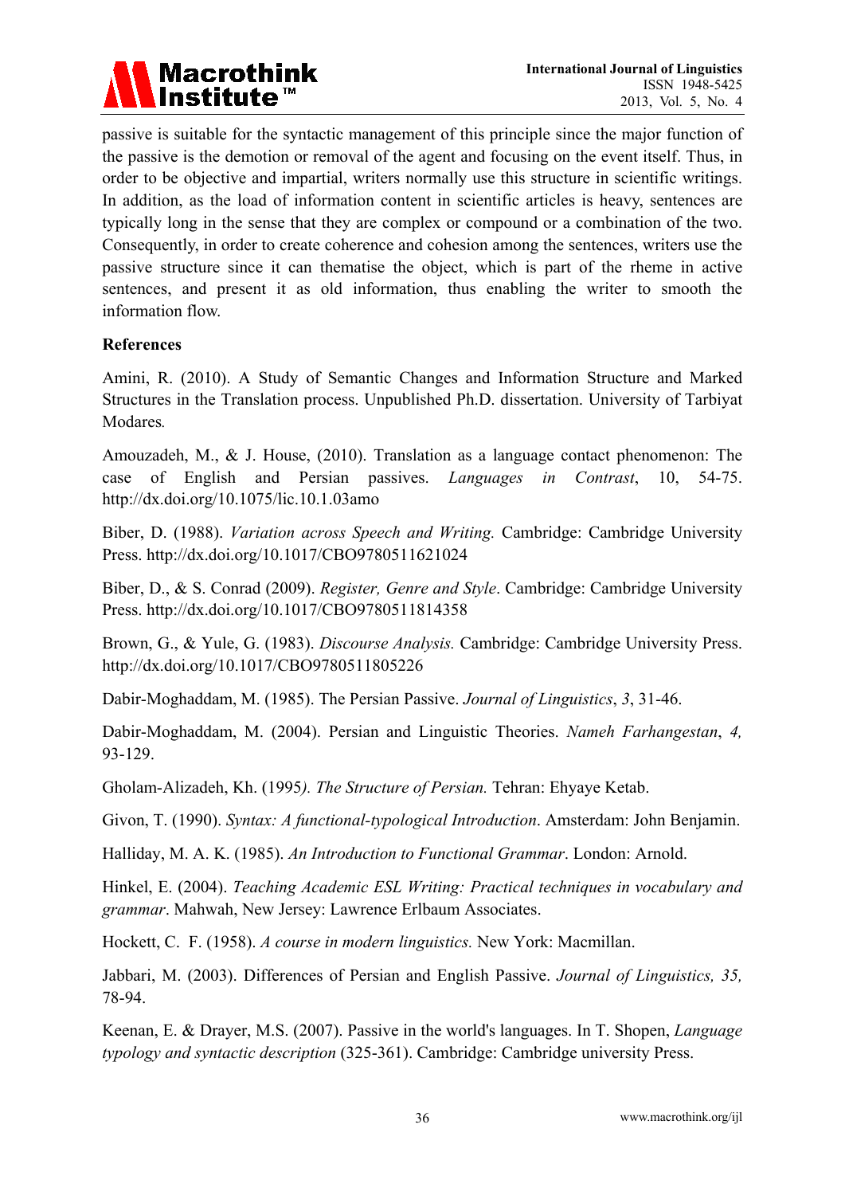passive is suitable for the syntactic management of this principle since the major function of the passive is the demotion or removal of the agent and focusing on the event itself. Thus, in order to be objective and impartial, writers normally use this structure in scientific writings. In addition, as the load of information content in scientific articles is heavy, sentences are typically long in the sense that they are complex or compound or a combination of the two. Consequently, in order to create coherence and cohesion among the sentences, writers use the passive structure since it can thematise the object, which is part of the rheme in active sentences, and present it as old information, thus enabling the writer to smooth the information flow.

**References**

Amini, R. (2010). A Study of Semantic Changes and Information Structure and Marked Structures in the Translation process. Unpublished Ph.D. dissertation. University of Tarbiyat Modares*.*

Amouzadeh, M., & J. House, (2010). Translation as a language contact phenomenon: The case of English and Persian passives. *Languages in Contrast*, 10, 54-75. http://dx.doi.org/10.1075/lic.10.1.03amo

Biber, D. (1988). *Variation across Speech and Writing.* Cambridge: Cambridge University Press. http://dx.doi.org/10.1017/CBO9780511621024

Biber, D., & S. Conrad (2009). *Register, Genre and Style*. Cambridge: Cambridge University Press. http://dx.doi.org/10.1017/CBO9780511814358

Brown, G., & Yule, G. (1983). *Discourse Analysis.* Cambridge: Cambridge University Press. http://dx.doi.org/10.1017/CBO9780511805226

Dabir-Moghaddam, M. (1985). The Persian Passive. *Journal of Linguistics*, *3*, 31-46.

Dabir-Moghaddam, M. (2004). Persian and Linguistic Theories. *Nameh Farhangestan*, *4,* 93-129.

Gholam-Alizadeh, Kh. (1995*). The Structure of Persian.* Tehran: Ehyaye Ketab.

Givon, T. (1990). *Syntax: A functional-typological Introduction*. Amsterdam: John Benjamin.

Halliday, M. A. K. (1985). *An Introduction to Functional Grammar*. London: Arnold.

Hinkel, E. (2004). *Teaching Academic ESL Writing: Practical techniques in vocabulary and grammar*. Mahwah, New Jersey: Lawrence Erlbaum Associates.

Hockett, C. F. (1958). *A course in modern linguistics.* New York: Macmillan.

Jabbari, M. (2003). Differences of Persian and English Passive. *Journal of Linguistics, 35,* 78-94.

Keenan, E. & Drayer, M.S. (2007). Passive in the world's languages. In T. Shopen, *Language typology and syntactic description* (325-361). Cambridge: Cambridge university Press.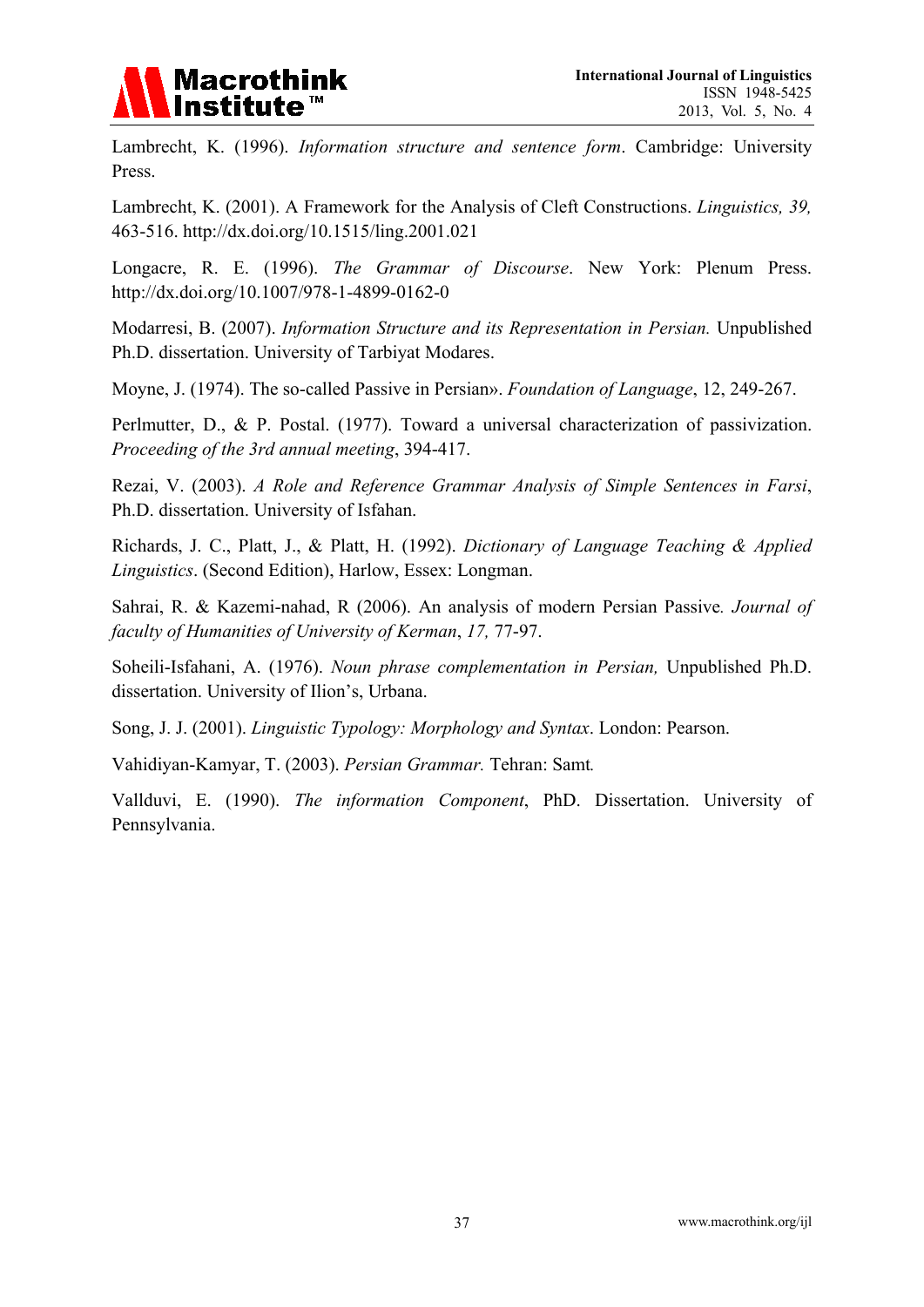Lambrecht, K. (1996). *Information structure and sentence form*. Cambridge: University Press.

Lambrecht, K. (2001). A Framework for the Analysis of Cleft Constructions. *Linguistics, 39,* 463-516. http://dx.doi.org/10.1515/ling.2001.021

Longacre, R. E. (1996). *The Grammar of Discourse*. New York: Plenum Press. http://dx.doi.org/10.1007/978-1-4899-0162-0

Modarresi, B. (2007). *Information Structure and its Representation in Persian.* Unpublished Ph.D. dissertation. University of Tarbiyat Modares.

Moyne, J. (1974). The so-called Passive in Persian». *Foundation of Language*, 12, 249-267.

Perlmutter, D., & P. Postal. (1977). Toward a universal characterization of passivization. *Proceeding of the 3rd annual meeting*, 394-417.

Rezai, V. (2003). *A Role and Reference Grammar Analysis of Simple Sentences in Farsi*, Ph.D. dissertation. University of Isfahan.

Richards, J. C., Platt, J., & Platt, H. (1992). *Dictionary of Language Teaching & Applied Linguistics*. (Second Edition), Harlow, Essex: Longman.

Sahrai, R. & Kazemi-nahad, R (2006). An analysis of modern Persian Passive*. Journal of faculty of Humanities of University of Kerman*, *17,* 77-97.

Soheili-Isfahani, A. (1976). *Noun phrase complementation in Persian,* Unpublished Ph.D. dissertation. University of Ilion's, Urbana.

Song, J. J. (2001). *Linguistic Typology: Morphology and Syntax*. London: Pearson.

Vahidiyan-Kamyar, T. (2003). *Persian Grammar.* Tehran: Samt*.*

Vallduvi, E. (1990). *The information Component*, PhD. Dissertation. University of Pennsylvania.